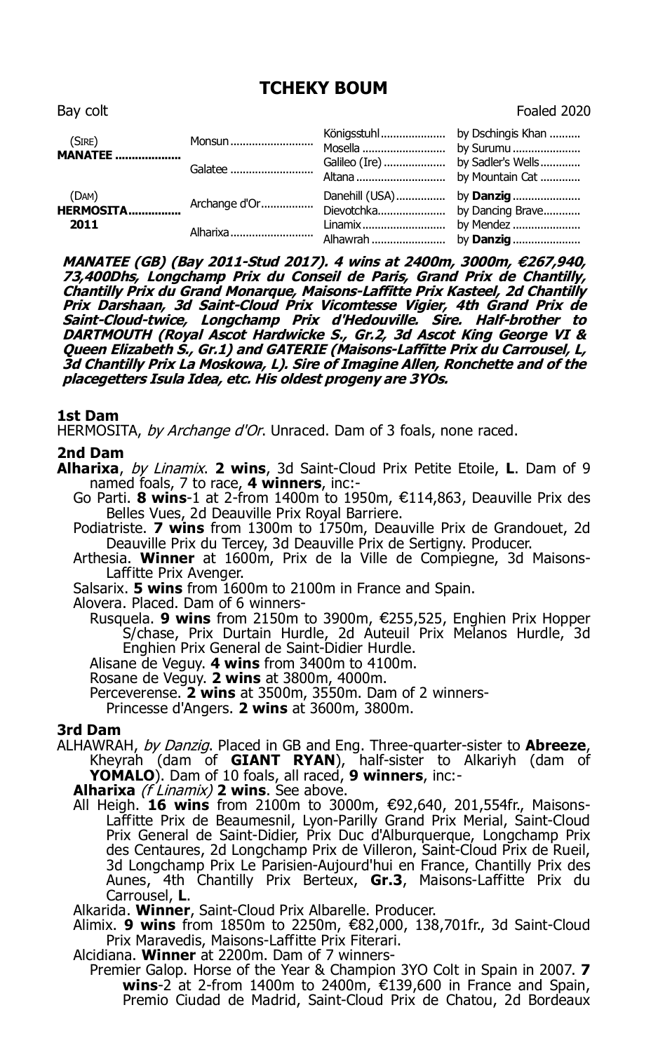# TCHEKY BOUM

Bay colt | Foaled 2020

| | | | |
|---|---|---|---|
| (SIRE) **MANATEE** | Monsun | Königsstuhl | by Dschingis Khan |
| | | Mosella | by Surumu |
| | Galatee | Galileo (Ire) | by Sadler's Wells |
| | | Altana | by Mountain Cat |
| (DAM) **HERMOSITA** 2011 | Archange d'Or | Danehill (USA) | by **Danzig** |
| | | Dievotchka | by Dancing Brave |
| | Alharixa | Linamix | by Mendez |
| | | Alhawrah | by **Danzig** |

***MANATEE (GB) (Bay 2011-Stud 2017). 4 wins at 2400m, 3000m, €267,940, 73,400Dhs, Longchamp Prix du Conseil de Paris, Grand Prix de Chantilly, Chantilly Prix du Grand Monarque, Maisons-Laffitte Prix Kasteel, 2d Chantilly Prix Darshaan, 3d Saint-Cloud Prix Vicomtesse Vigier, 4th Grand Prix de Saint-Cloud-twice, Longchamp Prix d'Hedouville. Sire. Half-brother to DARTMOUTH (Royal Ascot Hardwicke S., Gr.2, 3d Ascot King George VI & Queen Elizabeth S., Gr.1) and GATERIE (Maisons-Laffitte Prix du Carrousel, L, 3d Chantilly Prix La Moskowa, L). Sire of Imagine Allen, Ronchette and of the placegetters Isula Idea, etc. His oldest progeny are 3YOs.***

### 1st Dam

HERMOSITA, *by Archange d'Or*. Unraced. Dam of 3 foals, none raced.

### 2nd Dam

**Alharixa**, *by Linamix*. **2 wins**, 3d Saint-Cloud Prix Petite Etoile, **L**. Dam of 9 named foals, 7 to race, **4 winners**, inc:-

Go Parti. **8 wins**-1 at 2-from 1400m to 1950m, €114,863, Deauville Prix des Belles Vues, 2d Deauville Prix Royal Barriere.

Podiatriste. **7 wins** from 1300m to 1750m, Deauville Prix de Grandouet, 2d Deauville Prix du Tercey, 3d Deauville Prix de Sertigny. Producer.

Arthesia. **Winner** at 1600m, Prix de la Ville de Compiegne, 3d Maisons-Laffitte Prix Avenger.

Salsarix. **5 wins** from 1600m to 2100m in France and Spain.

Alovera. Placed. Dam of 6 winners-

Rusquela. **9 wins** from 2150m to 3900m, €255,525, Enghien Prix Hopper S/chase, Prix Durtain Hurdle, 2d Auteuil Prix Melanos Hurdle, 3d Enghien Prix General de Saint-Didier Hurdle.

Alisane de Veguy. **4 wins** from 3400m to 4100m.

Rosane de Veguy. **2 wins** at 3800m, 4000m.

Perceverense. **2 wins** at 3500m, 3550m. Dam of 2 winners-

Princesse d'Angers. **2 wins** at 3600m, 3800m.

### 3rd Dam

ALHAWRAH, *by Danzig*. Placed in GB and Eng. Three-quarter-sister to **Abreeze**, Kheyrah (dam of **GIANT RYAN**), half-sister to Alkariyh (dam of **YOMALO**). Dam of 10 foals, all raced, **9 winners**, inc:-

**Alharixa** *(f Linamix)* **2 wins**. See above.

All Heigh. **16 wins** from 2100m to 3000m, €92,640, 201,554fr., Maisons-Laffitte Prix de Beaumesnil, Lyon-Parilly Grand Prix Merial, Saint-Cloud Prix General de Saint-Didier, Prix Duc d'Alburquerque, Longchamp Prix des Centaures, 2d Longchamp Prix de Villeron, Saint-Cloud Prix de Rueil, 3d Longchamp Prix Le Parisien-Aujourd'hui en France, Chantilly Prix des Aunes, 4th Chantilly Prix Berteux, **Gr.3**, Maisons-Laffitte Prix du Carrousel, **L**.

Alkarida. **Winner**, Saint-Cloud Prix Albarelle. Producer.

Alimix. **9 wins** from 1850m to 2250m, €82,000, 138,701fr., 3d Saint-Cloud Prix Maravedis, Maisons-Laffitte Prix Fiterari.

Alcidiana. **Winner** at 2200m. Dam of 7 winners-

Premier Galop. Horse of the Year & Champion 3YO Colt in Spain in 2007. **7 wins**-2 at 2-from 1400m to 2400m, €139,600 in France and Spain, Premio Ciudad de Madrid, Saint-Cloud Prix de Chatou, 2d Bordeaux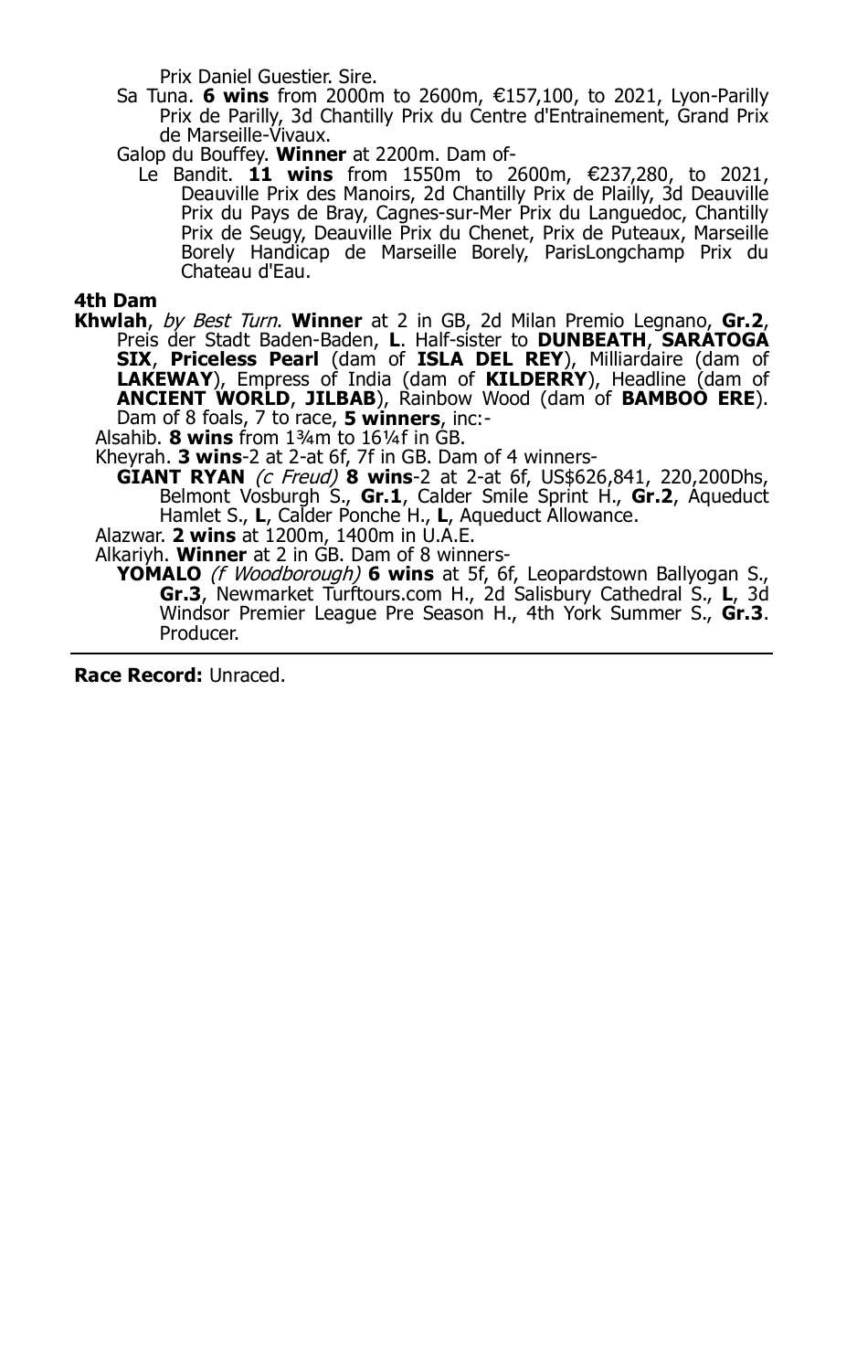Prix Daniel Guestier. Sire.

Sa Tuna. **6 wins** from 2000m to 2600m, €157,100, to 2021, Lyon-Parilly Prix de Parilly, 3d Chantilly Prix du Centre d'Entrainement, Grand Prix de Marseille-Vivaux.

Galop du Bouffey. **Winner** at 2200m. Dam of-

Le Bandit. **11 wins** from 1550m to 2600m, €237,280, to 2021, Deauville Prix des Manoirs, 2d Chantilly Prix de Plailly, 3d Deauville Prix du Pays de Bray, Cagnes-sur-Mer Prix du Languedoc, Chantilly Prix de Seugy, Deauville Prix du Chenet, Prix de Puteaux, Marseille Borely Handicap de Marseille Borely, ParisLongchamp Prix du Chateau d'Eau.

**4th Dam**

**Khwlah**, *by Best Turn*. **Winner** at 2 in GB, 2d Milan Premio Legnano, **Gr.2**, Preis der Stadt Baden-Baden, **L**. Half-sister to **DUNBEATH**, **SARATOGA SIX**, **Priceless Pearl** (dam of **ISLA DEL REY**), Milliardaire (dam of **LAKEWAY**), Empress of India (dam of **KILDERRY**), Headline (dam of **ANCIENT WORLD**, **JILBAB**), Rainbow Wood (dam of **BAMBOO ERE**). Dam of 8 foals, 7 to race, **5 winners**, inc:-

Alsahib. **8 wins** from 1¾m to 16¼f in GB.

Kheyrah. **3 wins**-2 at 2-at 6f, 7f in GB. Dam of 4 winners-

**GIANT RYAN** *(c Freud)* **8 wins**-2 at 2-at 6f, US$626,841, 220,200Dhs, Belmont Vosburgh S., **Gr.1**, Calder Smile Sprint H., **Gr.2**, Aqueduct Hamlet S., **L**, Calder Ponche H., **L**, Aqueduct Allowance.

Alazwar. **2 wins** at 1200m, 1400m in U.A.E.

Alkariyh. **Winner** at 2 in GB. Dam of 8 winners-

**YOMALO** *(f Woodborough)* **6 wins** at 5f, 6f, Leopardstown Ballyogan S., **Gr.3**, Newmarket Turftours.com H., 2d Salisbury Cathedral S., **L**, 3d Windsor Premier League Pre Season H., 4th York Summer S., **Gr.3**. Producer.

---

**Race Record:** Unraced.